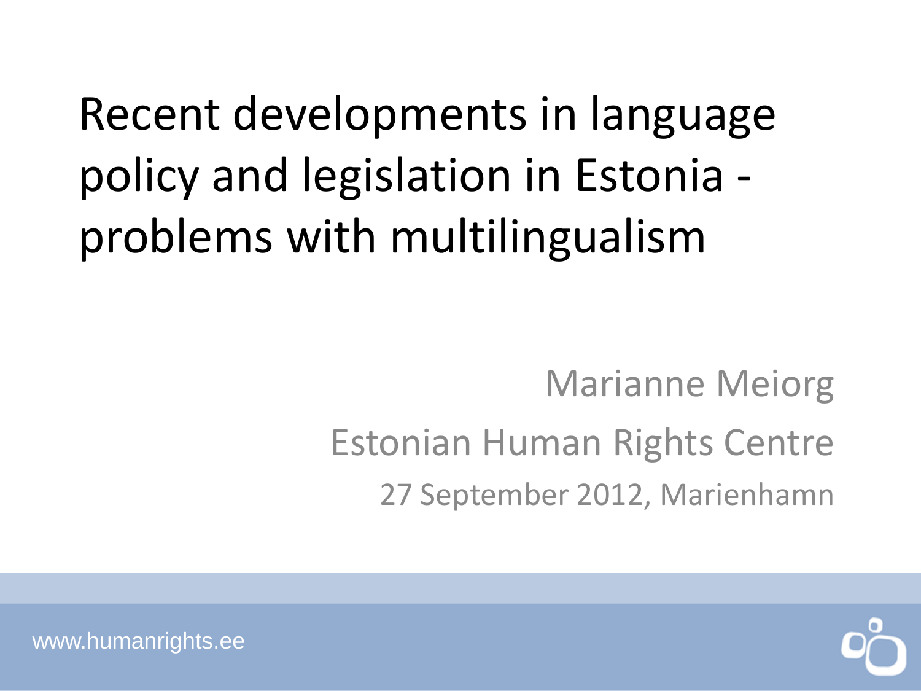# Recent developments in language policy and legislation in Estonia - problems with multilingualism

Marianne Meiorg

Estonian Human Rights Centre

27 September 2012, Marienhamn

www.humanrights.ee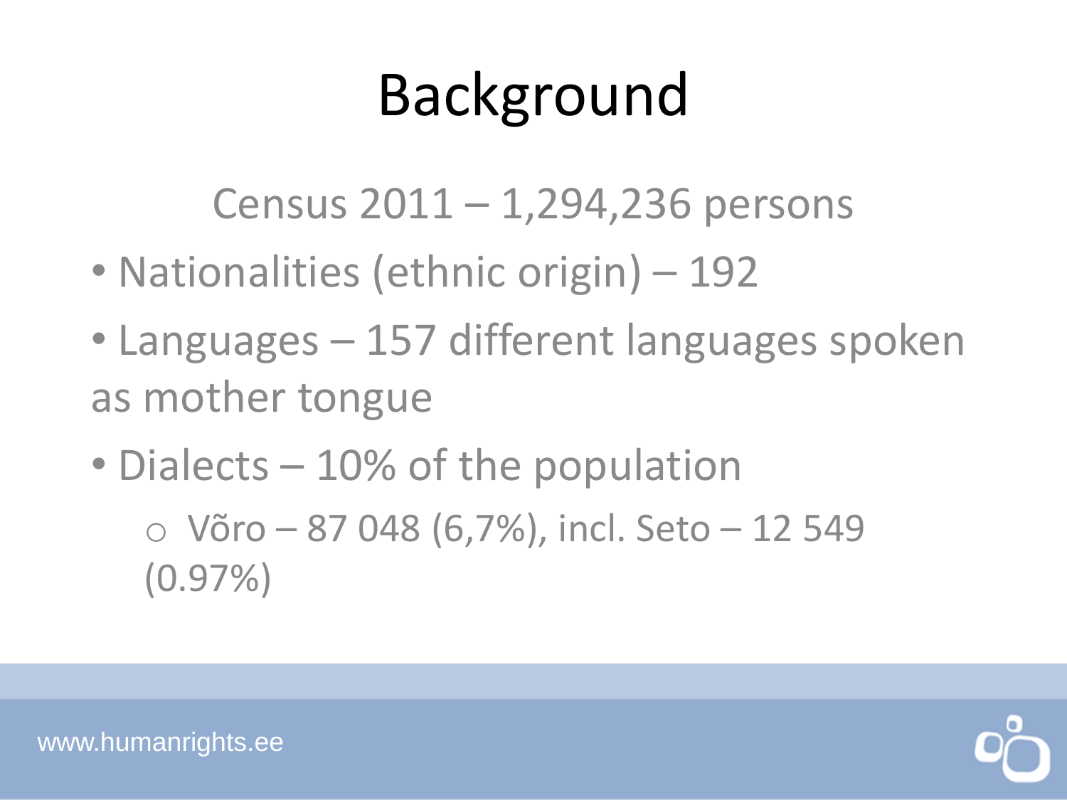# Background

Census 2011 – 1,294,236 persons

- Nationalities (ethnic origin) – 192
- Languages – 157 different languages spoken as mother tongue
- Dialects – 10% of the population
  - Võro – 87 048 (6,7%), incl. Seto – 12 549 (0.97%)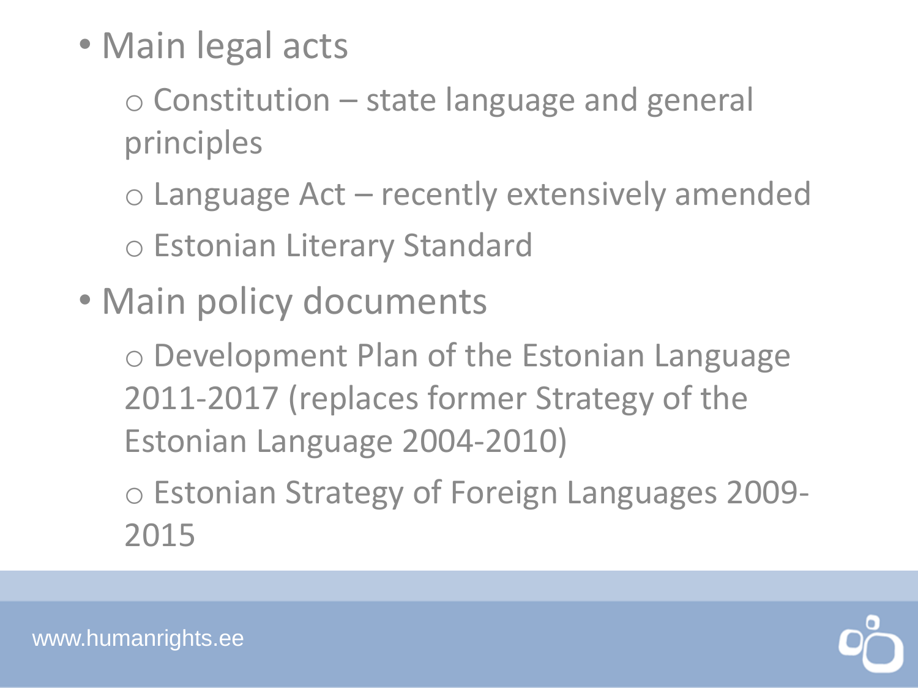- Main legal acts
  - Constitution – state language and general principles
  - Language Act – recently extensively amended
  - Estonian Literary Standard
- Main policy documents
  - Development Plan of the Estonian Language 2011-2017 (replaces former Strategy of the Estonian Language 2004-2010)
  - Estonian Strategy of Foreign Languages 2009-2015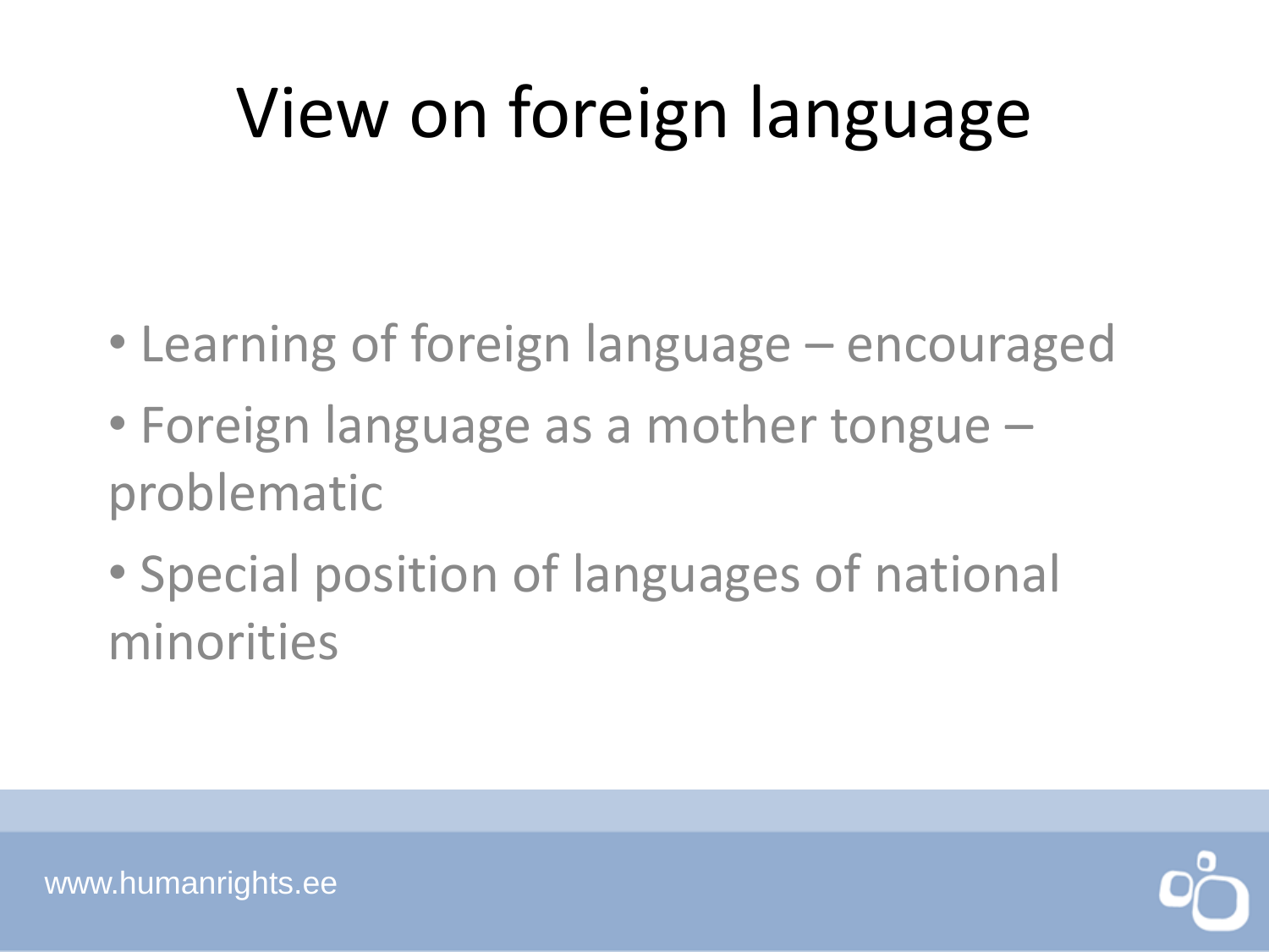# View on foreign language

- Learning of foreign language – encouraged
- Foreign language as a mother tongue – problematic
- Special position of languages of national minorities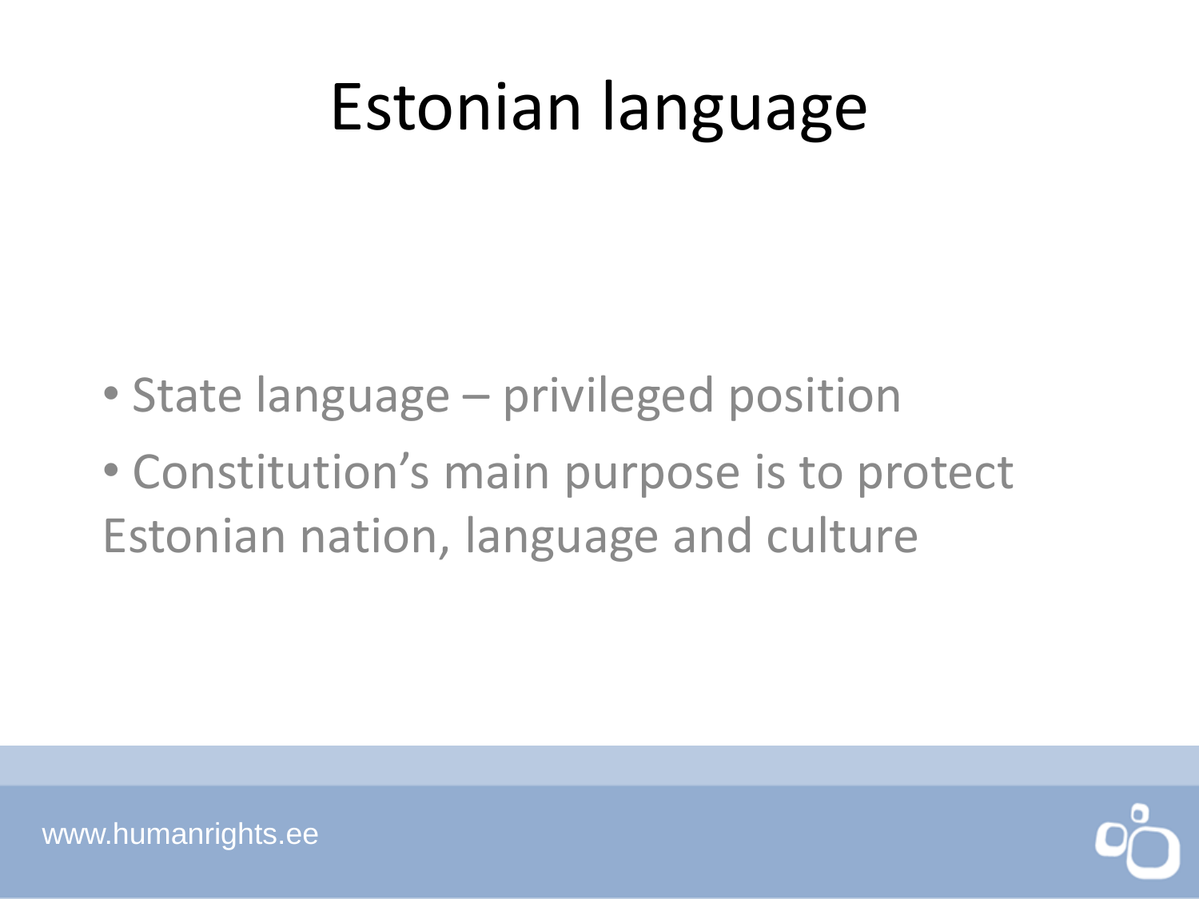# Estonian language

- State language – privileged position
- Constitution's main purpose is to protect Estonian nation, language and culture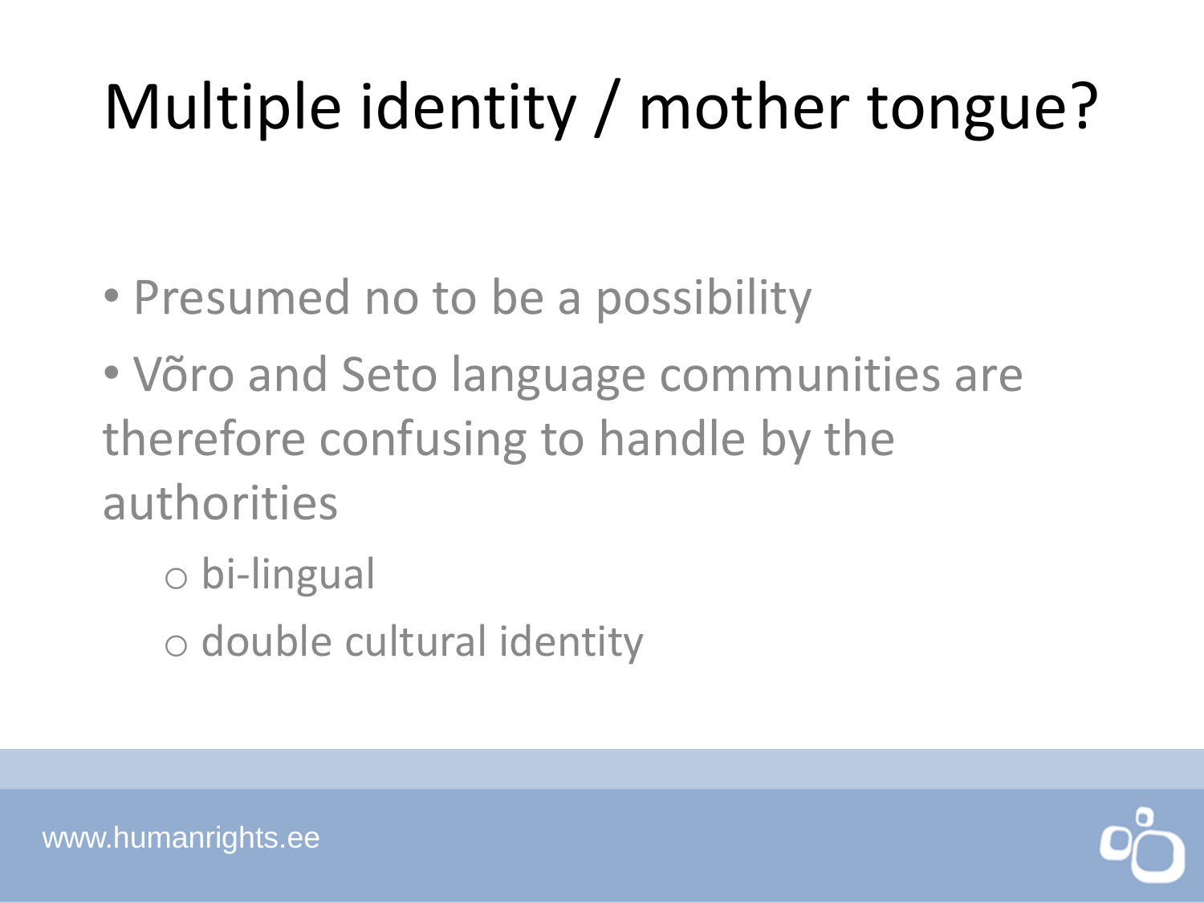# Multiple identity / mother tongue?

- Presumed no to be a possibility
- Võro and Seto language communities are therefore confusing to handle by the authorities
  - bi-lingual
  - double cultural identity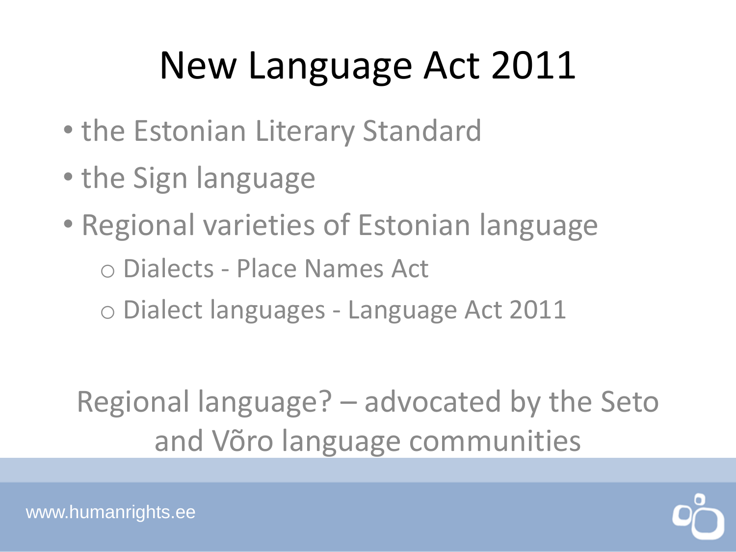# New Language Act 2011

- the Estonian Literary Standard
- the Sign language
- Regional varieties of Estonian language
  - Dialects - Place Names Act
  - Dialect languages - Language Act 2011

Regional language? – advocated by the Seto and Võro language communities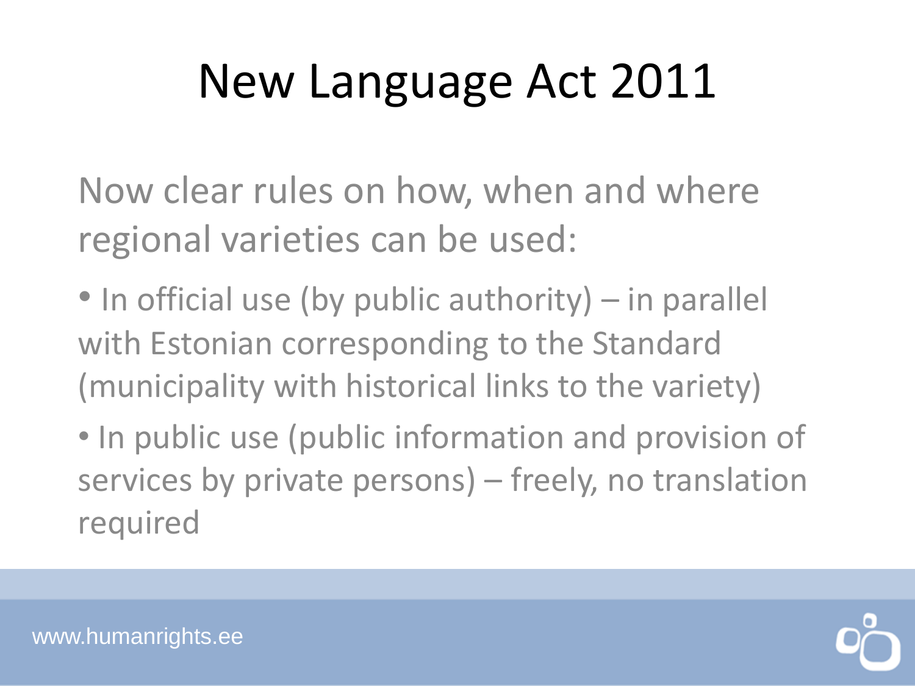# New Language Act 2011

Now clear rules on how, when and where regional varieties can be used:

- In official use (by public authority) – in parallel with Estonian corresponding to the Standard (municipality with historical links to the variety)
- In public use (public information and provision of services by private persons) – freely, no translation required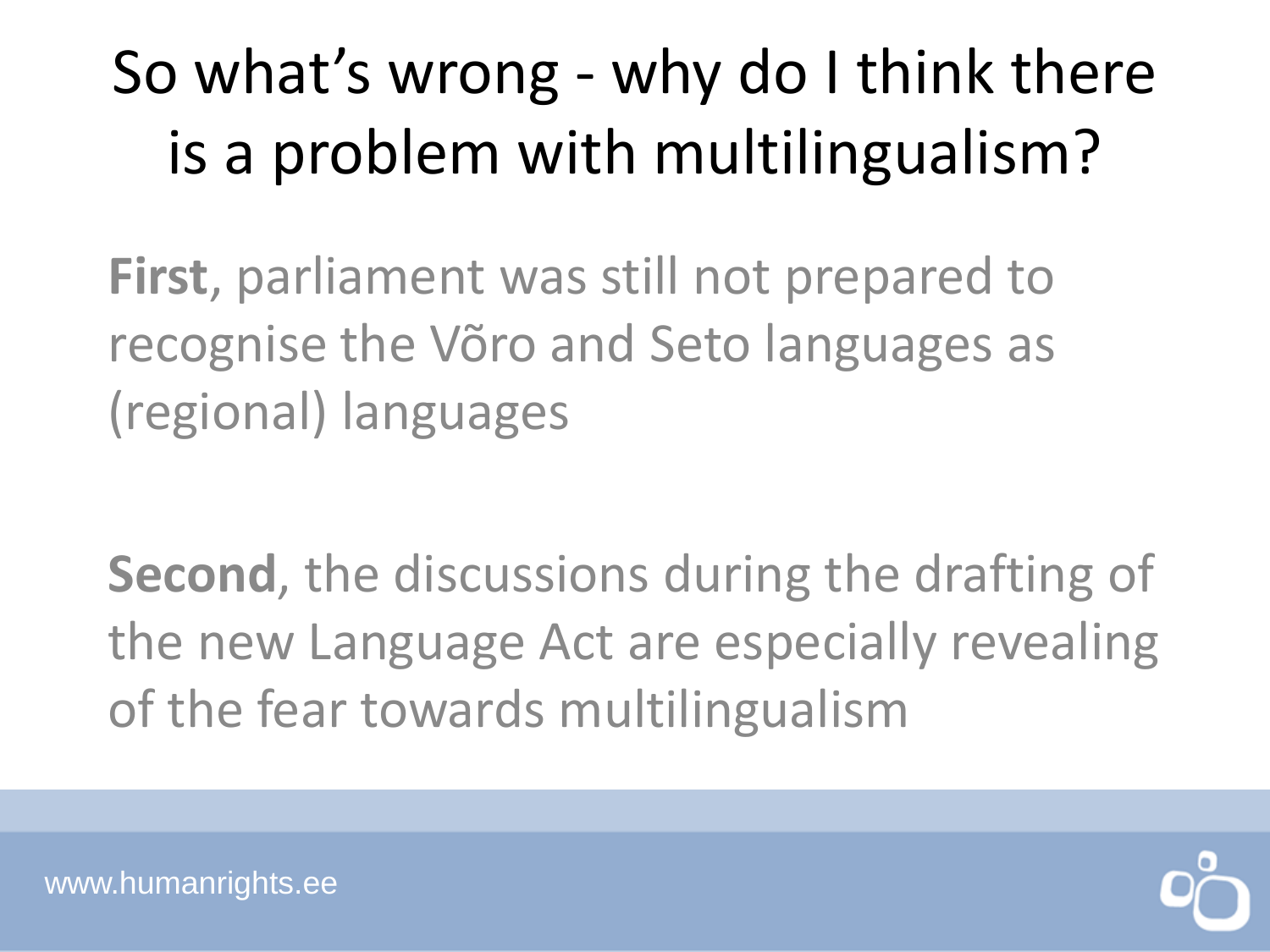# So what's wrong - why do I think there is a problem with multilingualism?

**First**, parliament was still not prepared to recognise the Võro and Seto languages as (regional) languages

**Second**, the discussions during the drafting of the new Language Act are especially revealing of the fear towards multilingualism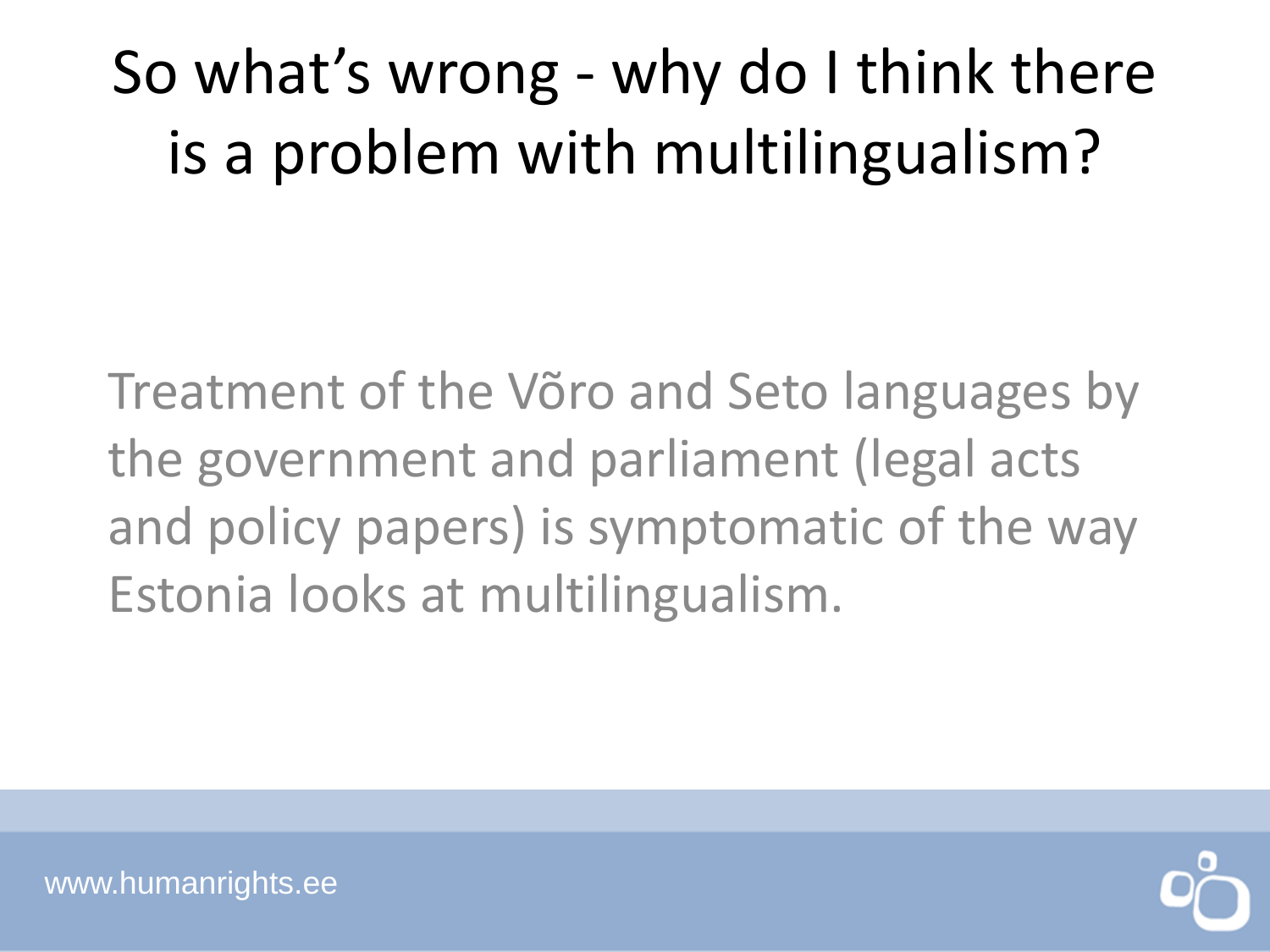# So what's wrong - why do I think there is a problem with multilingualism?

Treatment of the Võro and Seto languages by the government and parliament (legal acts and policy papers) is symptomatic of the way Estonia looks at multilingualism.